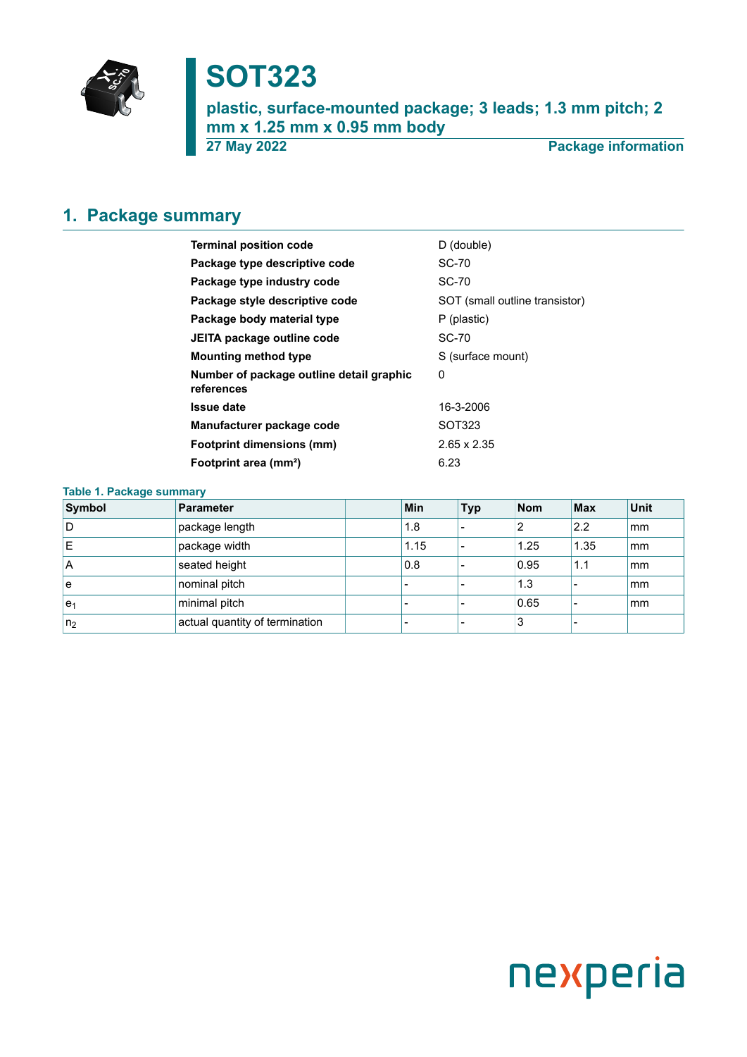# SOT323

## plastic, surface-mounted package; 3 leads; 1.3 mm pitch; 2 mm x 1.25 mm x 0.95 mm body

**27 May 2022** **Package information**

## 1. Package summary

| | |
|---|---|
| **Terminal position code** | D (double) |
| **Package type descriptive code** | SC-70 |
| **Package type industry code** | SC-70 |
| **Package style descriptive code** | SOT (small outline transistor) |
| **Package body material type** | P (plastic) |
| **JEITA package outline code** | SC-70 |
| **Mounting method type** | S (surface mount) |
| **Number of package outline detail graphic references** | 0 |
| **Issue date** | 16-3-2006 |
| **Manufacturer package code** | SOT323 |
| **Footprint dimensions (mm)** | 2.65 x 2.35 |
| **Footprint area (mm²)** | 6.23 |

**Table 1. Package summary**

| Symbol | Parameter | | Min | Typ | Nom | Max | Unit |
|---|---|---|---|---|---|---|---|
| D | package length | | 1.8 | - | 2 | 2.2 | mm |
| E | package width | | 1.15 | - | 1.25 | 1.35 | mm |
| A | seated height | | 0.8 | - | 0.95 | 1.1 | mm |
| e | nominal pitch | | - | - | 1.3 | - | mm |
| $e_1$ | minimal pitch | | - | - | 0.65 | - | mm |
| $n_2$ | actual quantity of termination | | - | - | 3 | - | |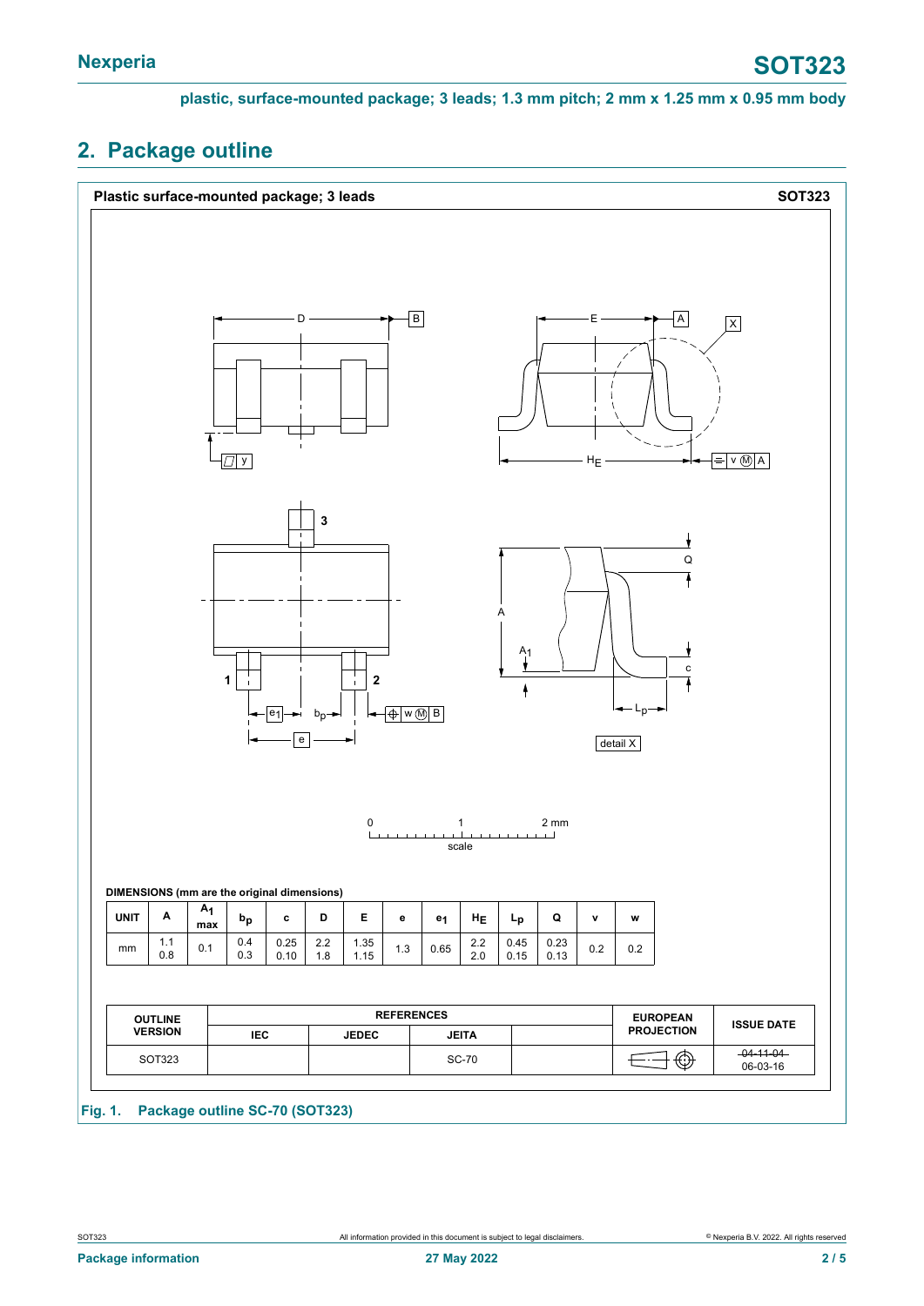## 2. Package outline

**Plastic surface-mounted package; 3 leads** **SOT323**

0 1 2 mm
scale

**DIMENSIONS (mm are the original dimensions)**

| UNIT | A | $A_1$ max | $b_p$ | c | D | E | e | $e_1$ | $H_E$ | $L_p$ | Q | v | w |
|---|---|---|---|---|---|---|---|---|---|---|---|---|---|
| mm | 1.1<br>0.8 | 0.1 | 0.4<br>0.3 | 0.25<br>0.10 | 2.2<br>1.8 | 1.35<br>1.15 | 1.3 | 0.65 | 2.2<br>2.0 | 0.45<br>0.15 | 0.23<br>0.13 | 0.2 | 0.2 |

| OUTLINE VERSION | REFERENCES | | | | EUROPEAN PROJECTION | ISSUE DATE |
|---|---|---|---|---|---|---|
| | IEC | JEDEC | JEITA | | | |
| SOT323 | | | SC-70 | | | ~~04-11-04~~<br>06-03-16 |

Fig. 1. Package outline SC-70 (SOT323)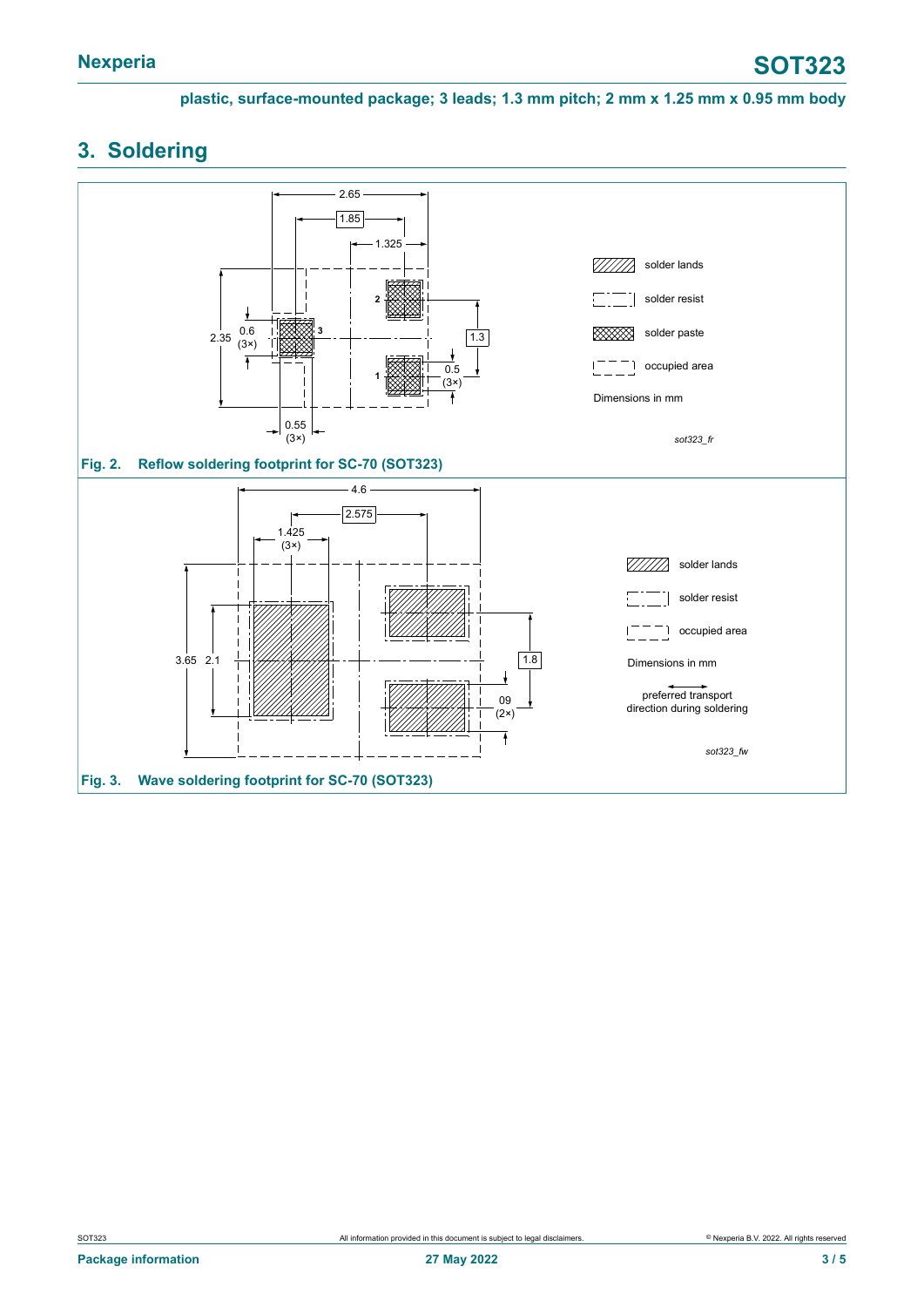## 3. Soldering

solder lands

solder resist

solder paste

occupied area

Dimensions in mm

sot323_fr

Fig. 2. Reflow soldering footprint for SC-70 (SOT323)

solder lands

solder resist

occupied area

Dimensions in mm

preferred transport direction during soldering

sot323_fw

Fig. 3. Wave soldering footprint for SC-70 (SOT323)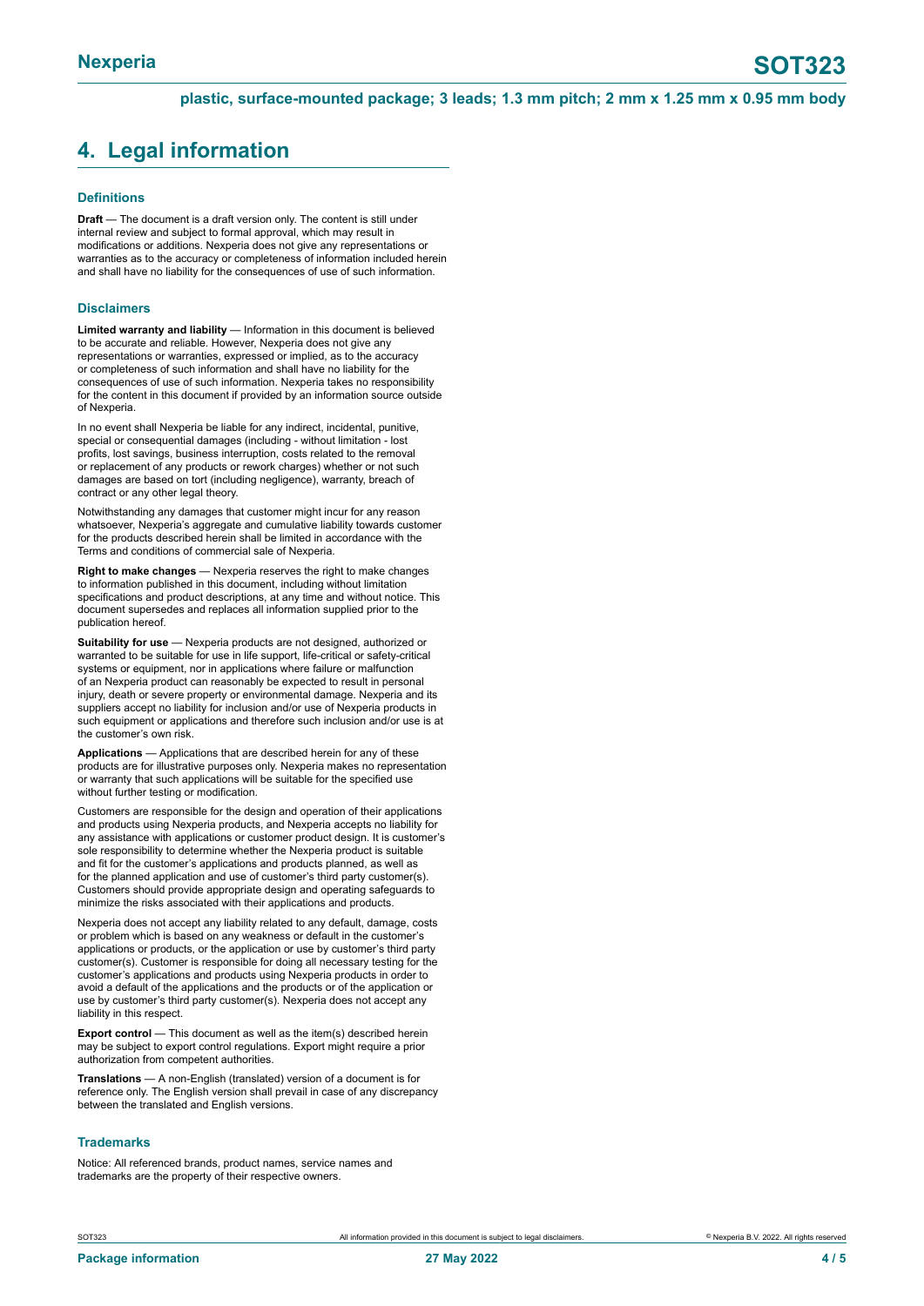## 4. Legal information

### Definitions

**Draft** — The document is a draft version only. The content is still under internal review and subject to formal approval, which may result in modifications or additions. Nexperia does not give any representations or warranties as to the accuracy or completeness of information included herein and shall have no liability for the consequences of use of such information.

### Disclaimers

**Limited warranty and liability** — Information in this document is believed to be accurate and reliable. However, Nexperia does not give any representations or warranties, expressed or implied, as to the accuracy or completeness of such information and shall have no liability for the consequences of use of such information. Nexperia takes no responsibility for the content in this document if provided by an information source outside of Nexperia.

In no event shall Nexperia be liable for any indirect, incidental, punitive, special or consequential damages (including - without limitation - lost profits, lost savings, business interruption, costs related to the removal or replacement of any products or rework charges) whether or not such damages are based on tort (including negligence), warranty, breach of contract or any other legal theory.

Notwithstanding any damages that customer might incur for any reason whatsoever, Nexperia's aggregate and cumulative liability towards customer for the products described herein shall be limited in accordance with the Terms and conditions of commercial sale of Nexperia.

**Right to make changes** — Nexperia reserves the right to make changes to information published in this document, including without limitation specifications and product descriptions, at any time and without notice. This document supersedes and replaces all information supplied prior to the publication hereof.

**Suitability for use** — Nexperia products are not designed, authorized or warranted to be suitable for use in life support, life-critical or safety-critical systems or equipment, nor in applications where failure or malfunction of an Nexperia product can reasonably be expected to result in personal injury, death or severe property or environmental damage. Nexperia and its suppliers accept no liability for inclusion and/or use of Nexperia products in such equipment or applications and therefore such inclusion and/or use is at the customer's own risk.

**Applications** — Applications that are described herein for any of these products are for illustrative purposes only. Nexperia makes no representation or warranty that such applications will be suitable for the specified use without further testing or modification.

Customers are responsible for the design and operation of their applications and products using Nexperia products, and Nexperia accepts no liability for any assistance with applications or customer product design. It is customer's sole responsibility to determine whether the Nexperia product is suitable and fit for the customer's applications and products planned, as well as for the planned application and use of customer's third party customer(s). Customers should provide appropriate design and operating safeguards to minimize the risks associated with their applications and products.

Nexperia does not accept any liability related to any default, damage, costs or problem which is based on any weakness or default in the customer's applications or products, or the application or use by customer's third party customer(s). Customer is responsible for doing all necessary testing for the customer's applications and products using Nexperia products in order to avoid a default of the applications and the products or of the application or use by customer's third party customer(s). Nexperia does not accept any liability in this respect.

**Export control** — This document as well as the item(s) described herein may be subject to export control regulations. Export might require a prior authorization from competent authorities.

**Translations** — A non-English (translated) version of a document is for reference only. The English version shall prevail in case of any discrepancy between the translated and English versions.

### Trademarks

Notice: All referenced brands, product names, service names and trademarks are the property of their respective owners.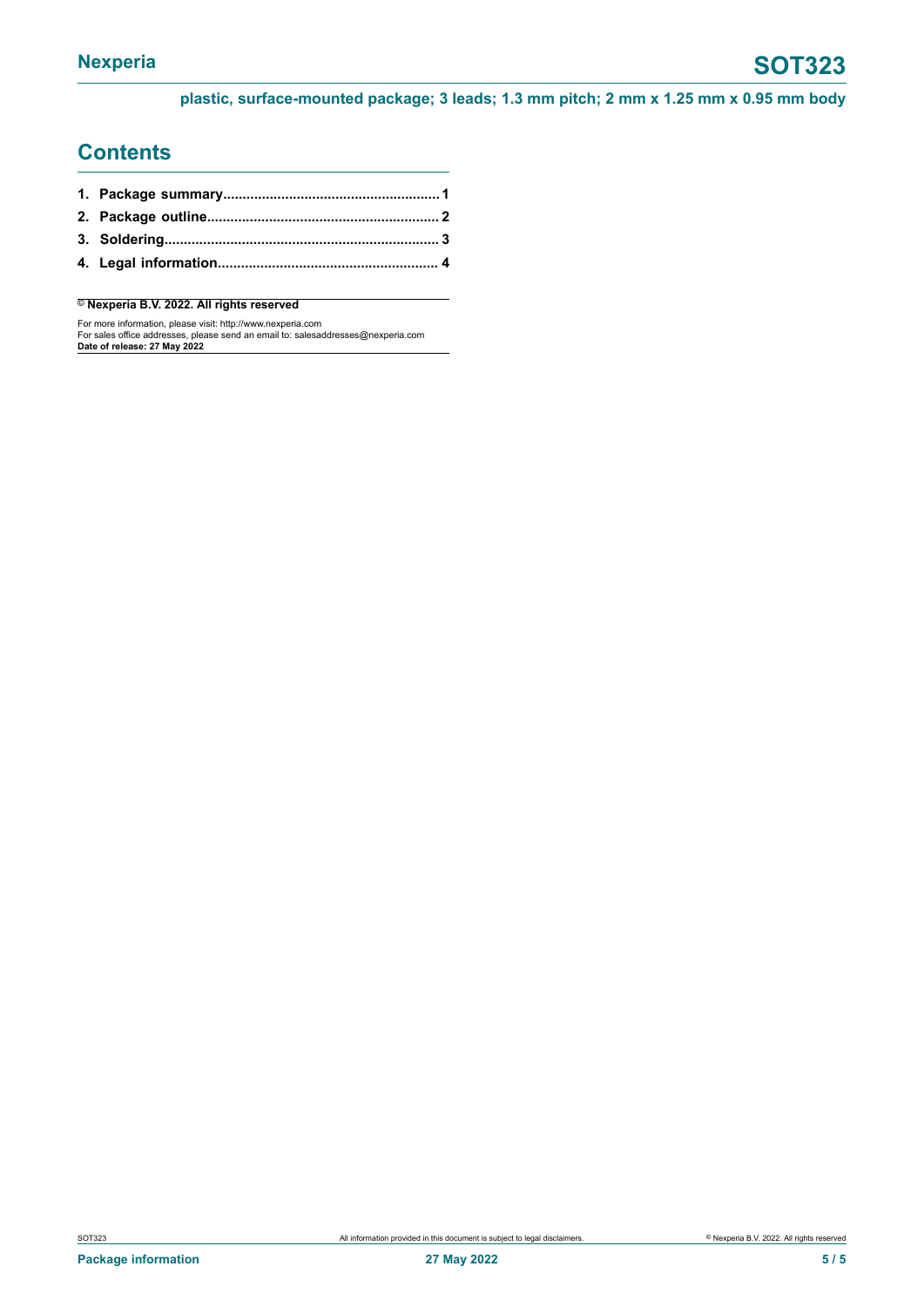## Contents

1. **Package summary....................................................... 1**
2. **Package outline........................................................... 2**
3. **Soldering...................................................................... 3**
4. **Legal information........................................................ 4**

**© Nexperia B.V. 2022. All rights reserved**

For more information, please visit: http://www.nexperia.com
For sales office addresses, please send an email to: salesaddresses@nexperia.com
**Date of release: 27 May 2022**